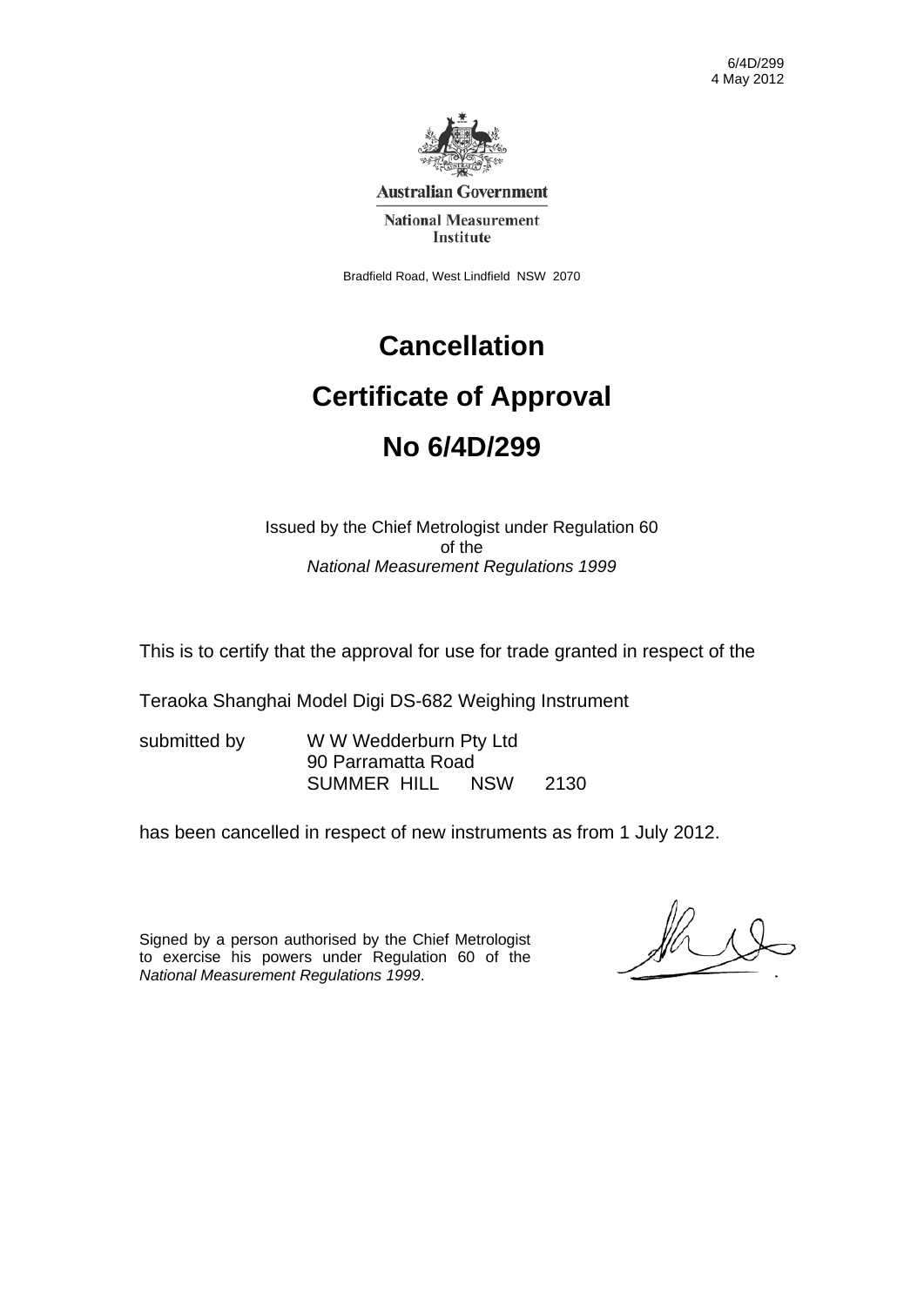6/4D/299
4 May 2012

**Australian Government**

**National Measurement Institute**

Bradfield Road, West Lindfield NSW 2070

# Cancellation

# Certificate of Approval

# No 6/4D/299

Issued by the Chief Metrologist under Regulation 60
of the
*National Measurement Regulations 1999*

This is to certify that the approval for use for trade granted in respect of the

Teraoka Shanghai Model Digi DS-682 Weighing Instrument

submitted by W W Wedderburn Pty Ltd
90 Parramatta Road
SUMMER HILL NSW 2130

has been cancelled in respect of new instruments as from 1 July 2012.

Signed by a person authorised by the Chief Metrologist to exercise his powers under Regulation 60 of the *National Measurement Regulations 1999*.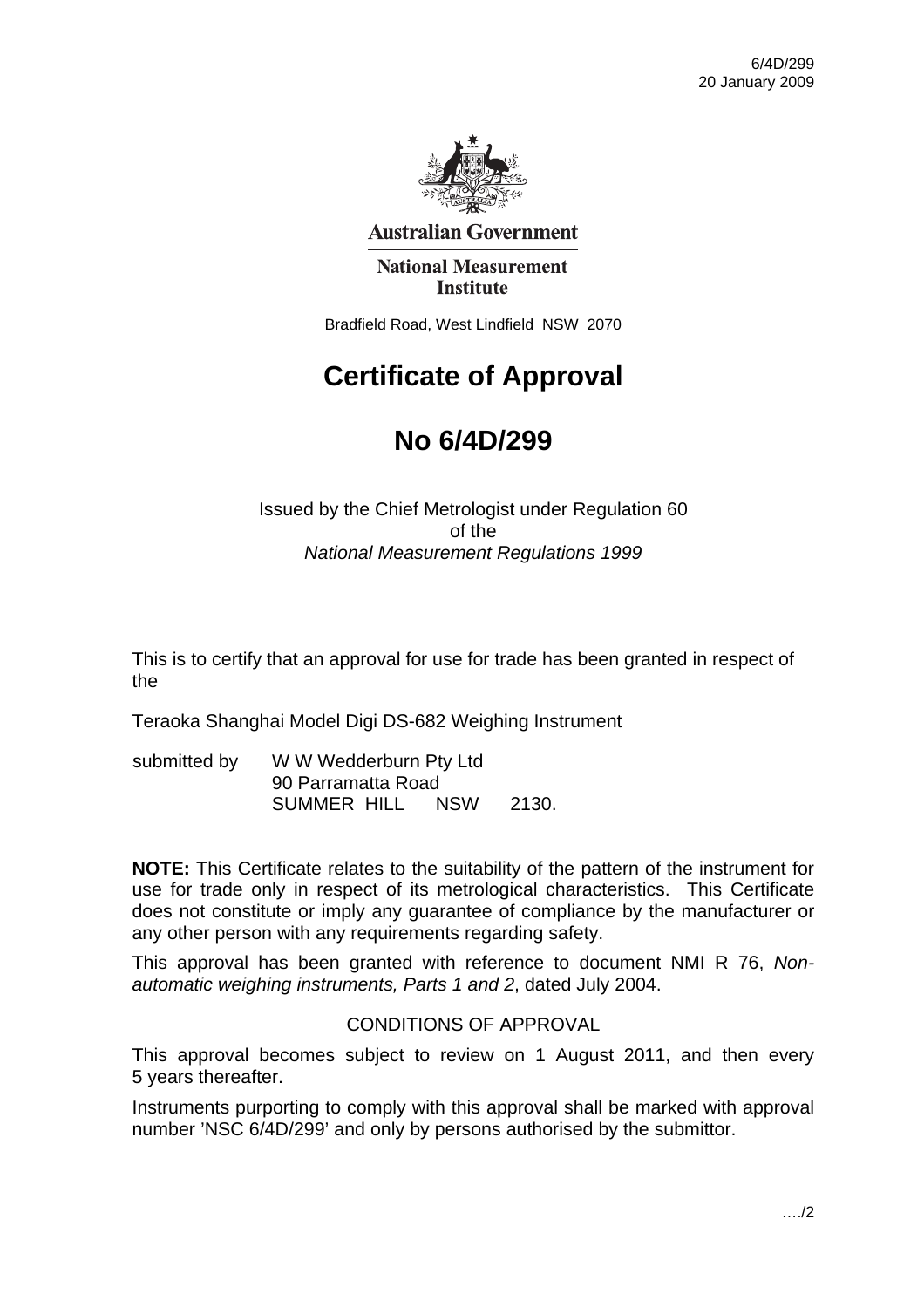**Australian Government**

**National Measurement Institute**

Bradfield Road, West Lindfield NSW 2070

# Certificate of Approval

# No 6/4D/299

Issued by the Chief Metrologist under Regulation 60
of the
*National Measurement Regulations 1999*

This is to certify that an approval for use for trade has been granted in respect of the

Teraoka Shanghai Model Digi DS-682 Weighing Instrument

submitted by W W Wedderburn Pty Ltd
90 Parramatta Road
SUMMER HILL NSW 2130.

**NOTE:** This Certificate relates to the suitability of the pattern of the instrument for use for trade only in respect of its metrological characteristics. This Certificate does not constitute or imply any guarantee of compliance by the manufacturer or any other person with any requirements regarding safety.

This approval has been granted with reference to document NMI R 76, *Non-automatic weighing instruments, Parts 1 and 2*, dated July 2004.

## CONDITIONS OF APPROVAL

This approval becomes subject to review on 1 August 2011, and then every 5 years thereafter.

Instruments purporting to comply with this approval shall be marked with approval number 'NSC 6/4D/299' and only by persons authorised by the submittor.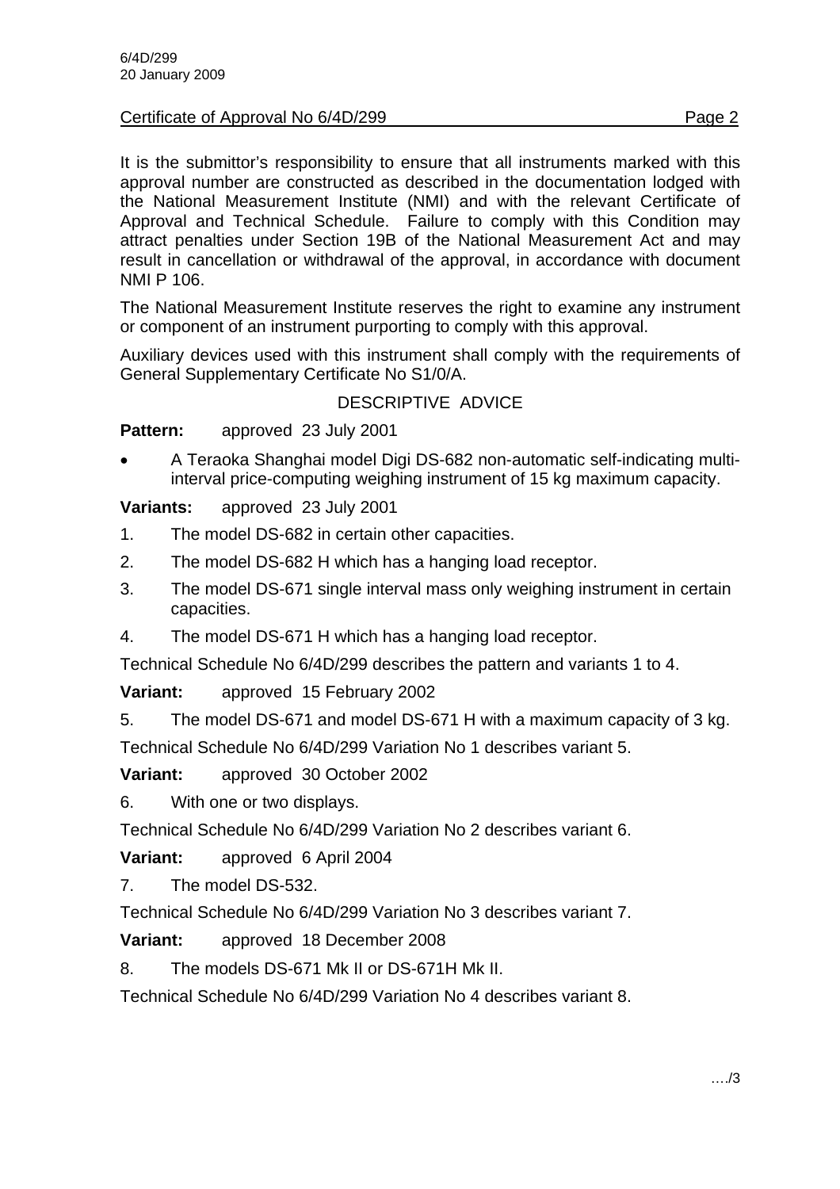It is the submittor's responsibility to ensure that all instruments marked with this approval number are constructed as described in the documentation lodged with the National Measurement Institute (NMI) and with the relevant Certificate of Approval and Technical Schedule. Failure to comply with this Condition may attract penalties under Section 19B of the National Measurement Act and may result in cancellation or withdrawal of the approval, in accordance with document NMI P 106.

The National Measurement Institute reserves the right to examine any instrument or component of an instrument purporting to comply with this approval.

Auxiliary devices used with this instrument shall comply with the requirements of General Supplementary Certificate No S1/0/A.

## DESCRIPTIVE ADVICE

**Pattern:** approved 23 July 2001

- A Teraoka Shanghai model Digi DS-682 non-automatic self-indicating multi-interval price-computing weighing instrument of 15 kg maximum capacity.

**Variants:** approved 23 July 2001

1. The model DS-682 in certain other capacities.
2. The model DS-682 H which has a hanging load receptor.
3. The model DS-671 single interval mass only weighing instrument in certain capacities.
4. The model DS-671 H which has a hanging load receptor.

Technical Schedule No 6/4D/299 describes the pattern and variants 1 to 4.

**Variant:** approved 15 February 2002

5. The model DS-671 and model DS-671 H with a maximum capacity of 3 kg.

Technical Schedule No 6/4D/299 Variation No 1 describes variant 5.

**Variant:** approved 30 October 2002

6. With one or two displays.

Technical Schedule No 6/4D/299 Variation No 2 describes variant 6.

**Variant:** approved 6 April 2004

7. The model DS-532.

Technical Schedule No 6/4D/299 Variation No 3 describes variant 7.

**Variant:** approved 18 December 2008

8. The models DS-671 Mk II or DS-671H Mk II.

Technical Schedule No 6/4D/299 Variation No 4 describes variant 8.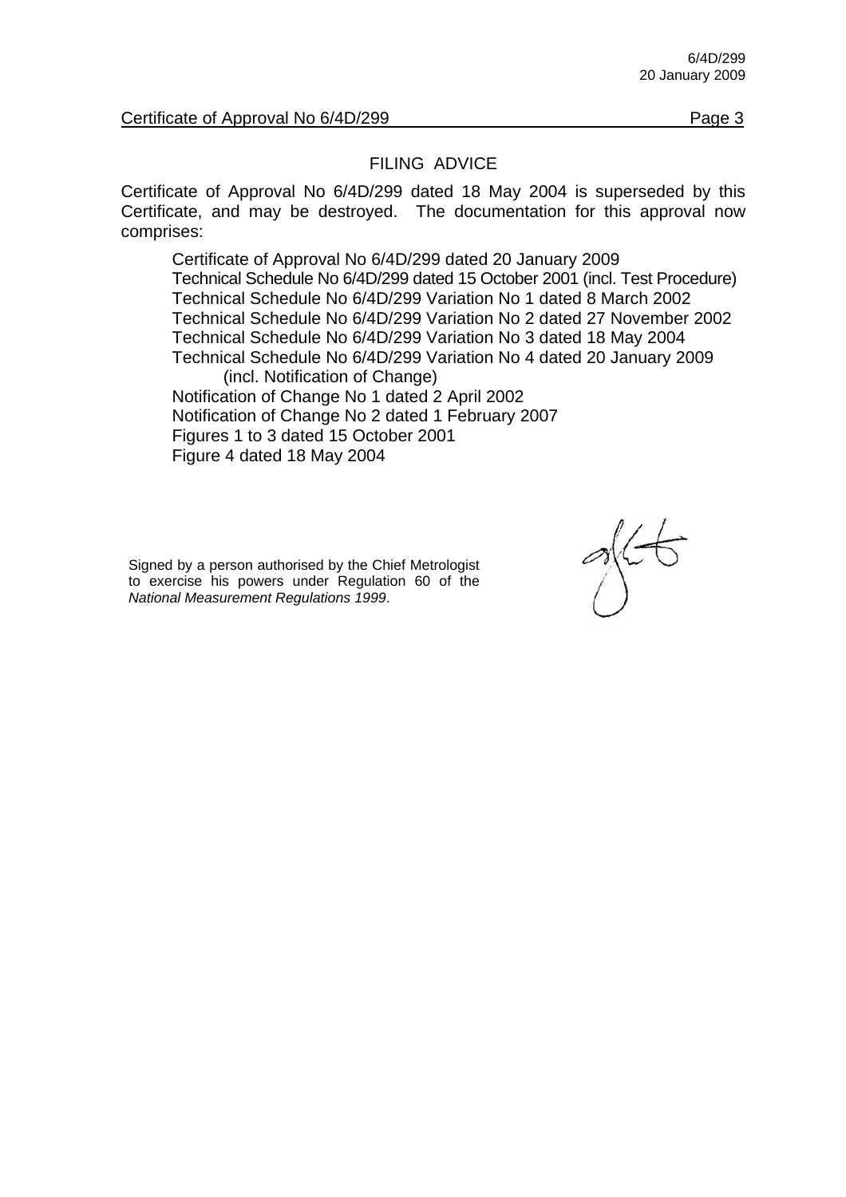## FILING ADVICE

Certificate of Approval No 6/4D/299 dated 18 May 2004 is superseded by this Certificate, and may be destroyed. The documentation for this approval now comprises:

Certificate of Approval No 6/4D/299 dated 20 January 2009
Technical Schedule No 6/4D/299 dated 15 October 2001 (incl. Test Procedure)
Technical Schedule No 6/4D/299 Variation No 1 dated 8 March 2002
Technical Schedule No 6/4D/299 Variation No 2 dated 27 November 2002
Technical Schedule No 6/4D/299 Variation No 3 dated 18 May 2004
Technical Schedule No 6/4D/299 Variation No 4 dated 20 January 2009
(incl. Notification of Change)
Notification of Change No 1 dated 2 April 2002
Notification of Change No 2 dated 1 February 2007
Figures 1 to 3 dated 15 October 2001
Figure 4 dated 18 May 2004

Signed by a person authorised by the Chief Metrologist to exercise his powers under Regulation 60 of the *National Measurement Regulations 1999*.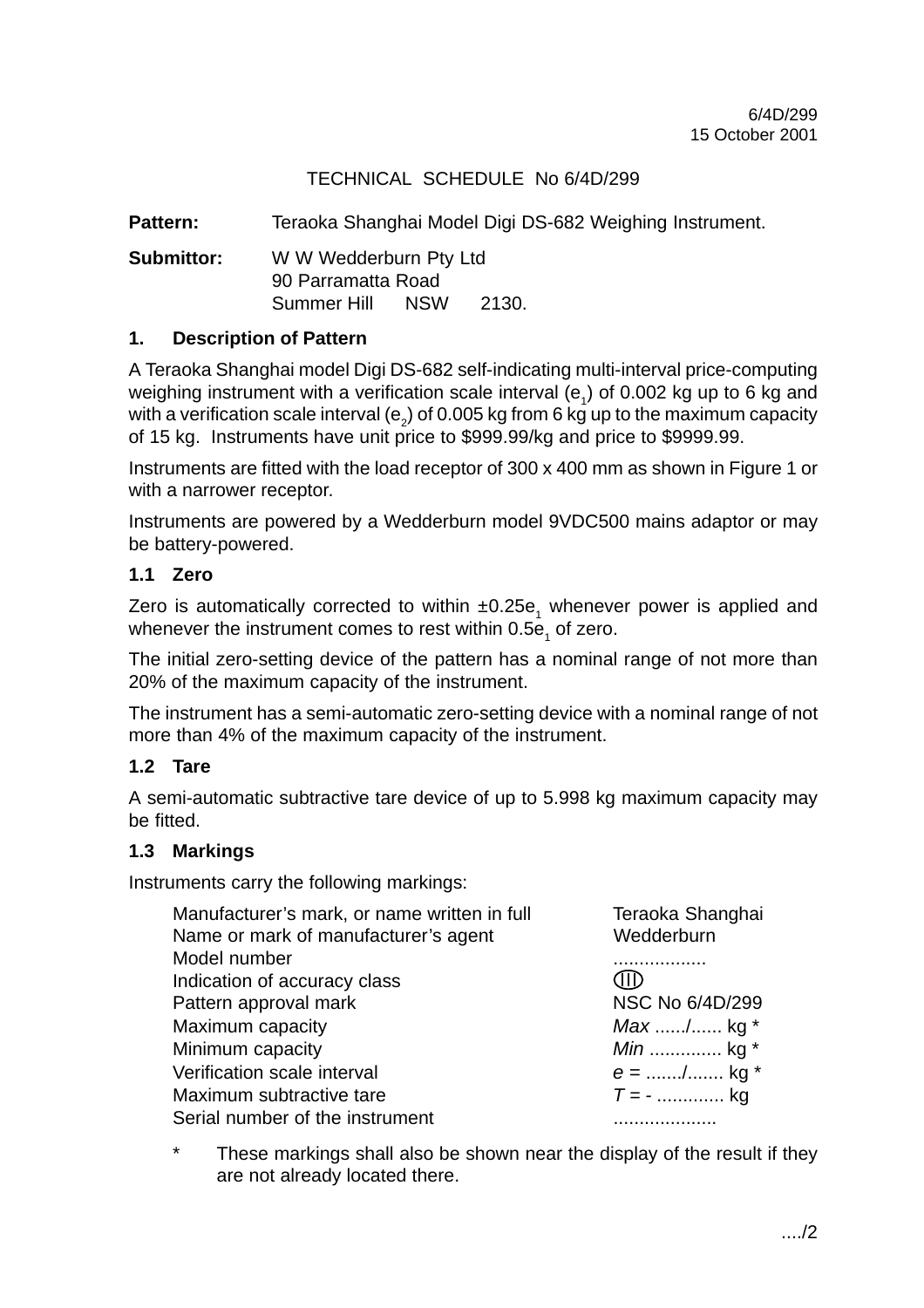6/4D/299
15 October 2001

TECHNICAL SCHEDULE No 6/4D/299

**Pattern:** Teraoka Shanghai Model Digi DS-682 Weighing Instrument.

**Submittor:** W W Wedderburn Pty Ltd
90 Parramatta Road
Summer Hill NSW 2130.

## 1. Description of Pattern

A Teraoka Shanghai model Digi DS-682 self-indicating multi-interval price-computing weighing instrument with a verification scale interval ($e_1$) of 0.002 kg up to 6 kg and with a verification scale interval ($e_2$) of 0.005 kg from 6 kg up to the maximum capacity of 15 kg. Instruments have unit price to $999.99/kg and price to $9999.99.

Instruments are fitted with the load receptor of 300 x 400 mm as shown in Figure 1 or with a narrower receptor.

Instruments are powered by a Wedderburn model 9VDC500 mains adaptor or may be battery-powered.

### 1.1 Zero

Zero is automatically corrected to within $\pm 0.25e_1$ whenever power is applied and whenever the instrument comes to rest within $0.5e_1$ of zero.

The initial zero-setting device of the pattern has a nominal range of not more than 20% of the maximum capacity of the instrument.

The instrument has a semi-automatic zero-setting device with a nominal range of not more than 4% of the maximum capacity of the instrument.

### 1.2 Tare

A semi-automatic subtractive tare device of up to 5.998 kg maximum capacity may be fitted.

### 1.3 Markings

Instruments carry the following markings:

| | |
|---|---|
| Manufacturer's mark, or name written in full | Teraoka Shanghai |
| Name or mark of manufacturer's agent | Wedderburn |
| Model number | .................. |
| Indication of accuracy class | (III) |
| Pattern approval mark | NSC No 6/4D/299 |
| Maximum capacity | *Max* ....../...... kg * |
| Minimum capacity | *Min* .............. kg * |
| Verification scale interval | *e* = ......./....... kg * |
| Maximum subtractive tare | *T* = - ............. kg |
| Serial number of the instrument | .................... |

\* These markings shall also be shown near the display of the result if they are not already located there.

..../2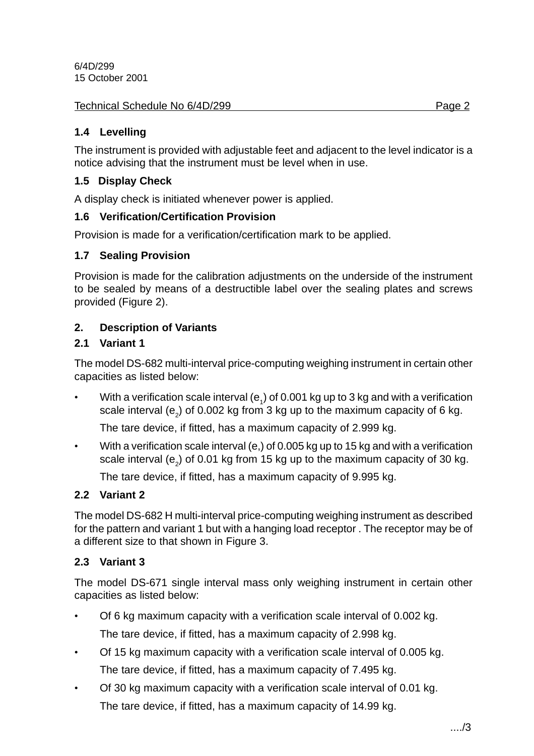6/4D/299
15 October 2001

### 1.4 Levelling

The instrument is provided with adjustable feet and adjacent to the level indicator is a notice advising that the instrument must be level when in use.

### 1.5 Display Check

A display check is initiated whenever power is applied.

### 1.6 Verification/Certification Provision

Provision is made for a verification/certification mark to be applied.

### 1.7 Sealing Provision

Provision is made for the calibration adjustments on the underside of the instrument to be sealed by means of a destructible label over the sealing plates and screws provided (Figure 2).

## 2. Description of Variants

### 2.1 Variant 1

The model DS-682 multi-interval price-computing weighing instrument in certain other capacities as listed below:

- With a verification scale interval ($e_1$) of 0.001 kg up to 3 kg and with a verification scale interval ($e_2$) of 0.002 kg from 3 kg up to the maximum capacity of 6 kg.

  The tare device, if fitted, has a maximum capacity of 2.999 kg.

- With a verification scale interval (e,) of 0.005 kg up to 15 kg and with a verification scale interval ($e_2$) of 0.01 kg from 15 kg up to the maximum capacity of 30 kg.

  The tare device, if fitted, has a maximum capacity of 9.995 kg.

### 2.2 Variant 2

The model DS-682 H multi-interval price-computing weighing instrument as described for the pattern and variant 1 but with a hanging load receptor . The receptor may be of a different size to that shown in Figure 3.

### 2.3 Variant 3

The model DS-671 single interval mass only weighing instrument in certain other capacities as listed below:

- Of 6 kg maximum capacity with a verification scale interval of 0.002 kg.

  The tare device, if fitted, has a maximum capacity of 2.998 kg.

- Of 15 kg maximum capacity with a verification scale interval of 0.005 kg.

  The tare device, if fitted, has a maximum capacity of 7.495 kg.

- Of 30 kg maximum capacity with a verification scale interval of 0.01 kg.

  The tare device, if fitted, has a maximum capacity of 14.99 kg.

..../3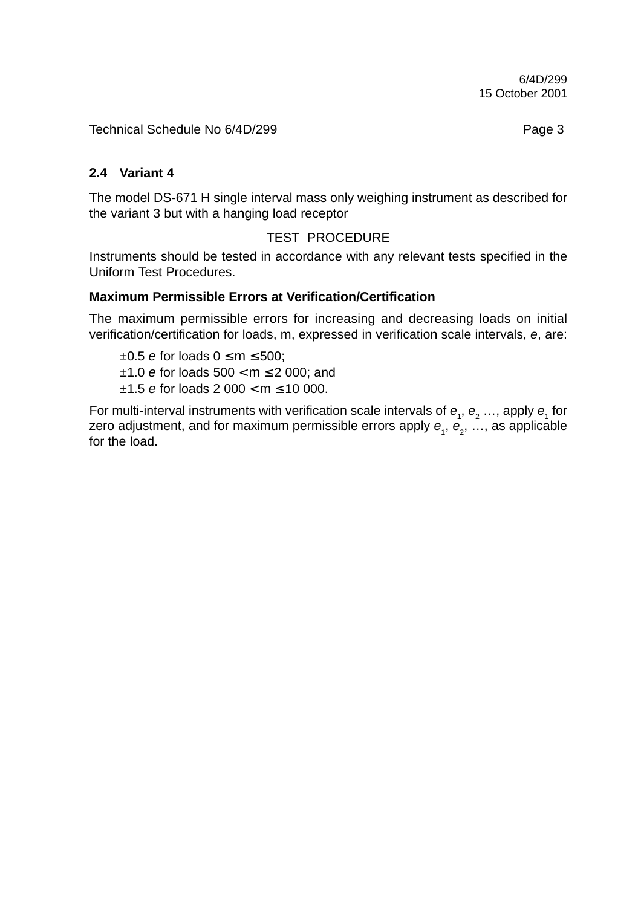## 2.4 Variant 4

The model DS-671 H single interval mass only weighing instrument as described for the variant 3 but with a hanging load receptor

TEST PROCEDURE

Instruments should be tested in accordance with any relevant tests specified in the Uniform Test Procedures.

**Maximum Permissible Errors at Verification/Certification**

The maximum permissible errors for increasing and decreasing loads on initial verification/certification for loads, m, expressed in verification scale intervals, *e*, are:

±0.5 *e* for loads $0 \leq m \leq 500$;
±1.0 *e* for loads $500 < m \leq 2\,000$; and
±1.5 *e* for loads $2\,000 < m \leq 10\,000$.

For multi-interval instruments with verification scale intervals of $e_1$, $e_2$ …, apply $e_1$ for zero adjustment, and for maximum permissible errors apply $e_1$, $e_2$, …, as applicable for the load.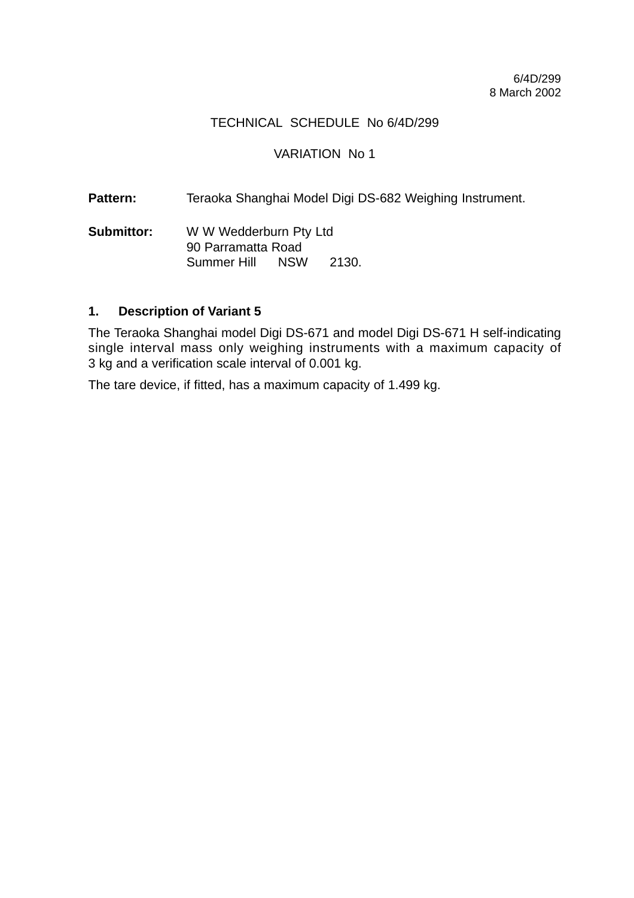6/4D/299
8 March 2002

TECHNICAL SCHEDULE No 6/4D/299

VARIATION No 1

**Pattern:** Teraoka Shanghai Model Digi DS-682 Weighing Instrument.

**Submittor:** W W Wedderburn Pty Ltd
90 Parramatta Road
Summer Hill NSW 2130.

## 1. Description of Variant 5

The Teraoka Shanghai model Digi DS-671 and model Digi DS-671 H self-indicating single interval mass only weighing instruments with a maximum capacity of 3 kg and a verification scale interval of 0.001 kg.

The tare device, if fitted, has a maximum capacity of 1.499 kg.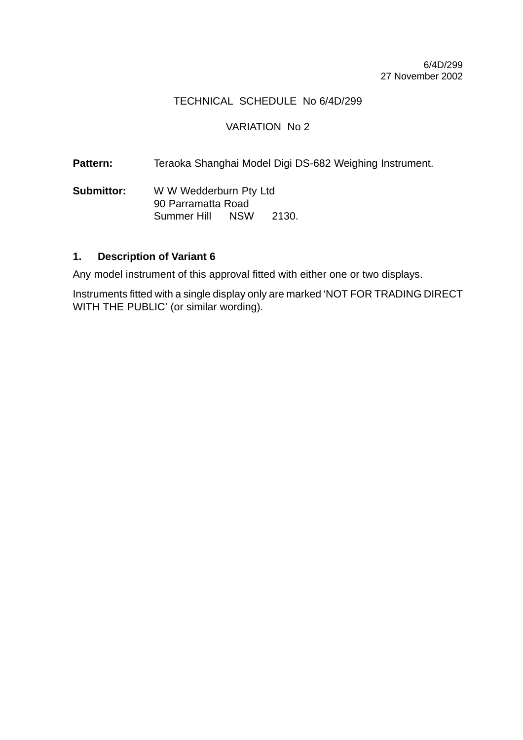6/4D/299
27 November 2002

TECHNICAL SCHEDULE No 6/4D/299

VARIATION No 2

**Pattern:** Teraoka Shanghai Model Digi DS-682 Weighing Instrument.

**Submittor:** W W Wedderburn Pty Ltd
90 Parramatta Road
Summer Hill NSW 2130.

## 1. Description of Variant 6

Any model instrument of this approval fitted with either one or two displays.

Instruments fitted with a single display only are marked 'NOT FOR TRADING DIRECT WITH THE PUBLIC' (or similar wording).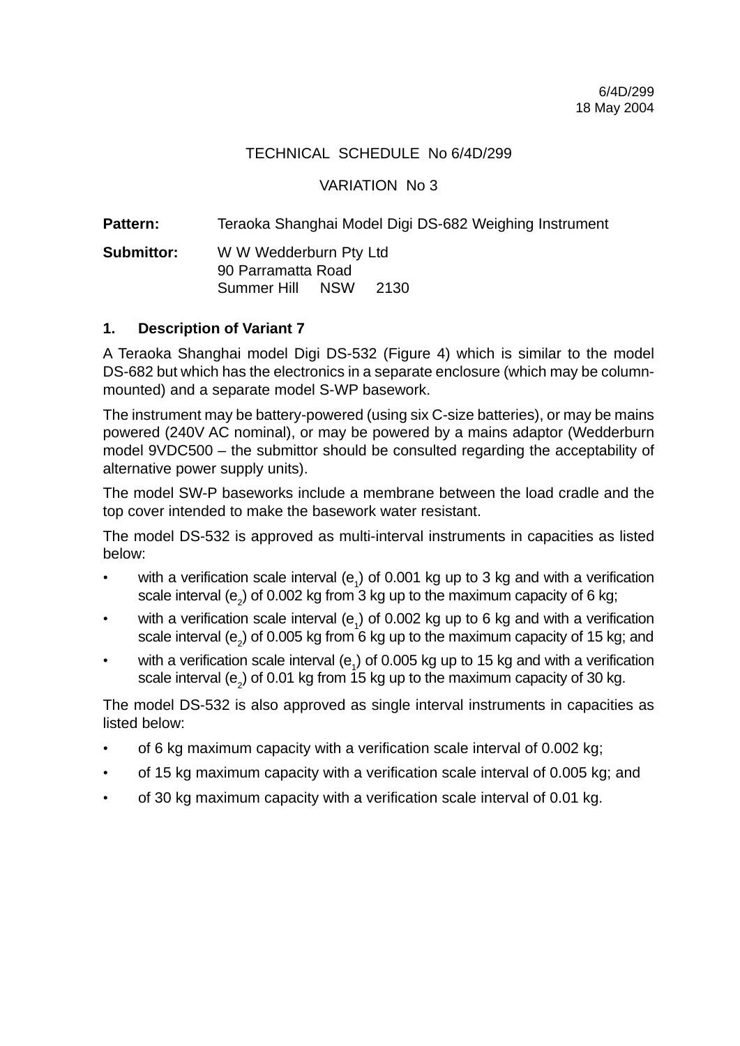6/4D/299
18 May 2004

TECHNICAL SCHEDULE No 6/4D/299

VARIATION No 3

**Pattern:** Teraoka Shanghai Model Digi DS-682 Weighing Instrument

**Submittor:** W W Wedderburn Pty Ltd
90 Parramatta Road
Summer Hill NSW 2130

## 1. Description of Variant 7

A Teraoka Shanghai model Digi DS-532 (Figure 4) which is similar to the model DS-682 but which has the electronics in a separate enclosure (which may be column-mounted) and a separate model S-WP basework.

The instrument may be battery-powered (using six C-size batteries), or may be mains powered (240V AC nominal), or may be powered by a mains adaptor (Wedderburn model 9VDC500 – the submittor should be consulted regarding the acceptability of alternative power supply units).

The model SW-P baseworks include a membrane between the load cradle and the top cover intended to make the basework water resistant.

The model DS-532 is approved as multi-interval instruments in capacities as listed below:

- with a verification scale interval ($e_1$) of 0.001 kg up to 3 kg and with a verification scale interval ($e_2$) of 0.002 kg from 3 kg up to the maximum capacity of 6 kg;
- with a verification scale interval ($e_1$) of 0.002 kg up to 6 kg and with a verification scale interval ($e_2$) of 0.005 kg from 6 kg up to the maximum capacity of 15 kg; and
- with a verification scale interval ($e_1$) of 0.005 kg up to 15 kg and with a verification scale interval ($e_2$) of 0.01 kg from 15 kg up to the maximum capacity of 30 kg.

The model DS-532 is also approved as single interval instruments in capacities as listed below:

- of 6 kg maximum capacity with a verification scale interval of 0.002 kg;
- of 15 kg maximum capacity with a verification scale interval of 0.005 kg; and
- of 30 kg maximum capacity with a verification scale interval of 0.01 kg.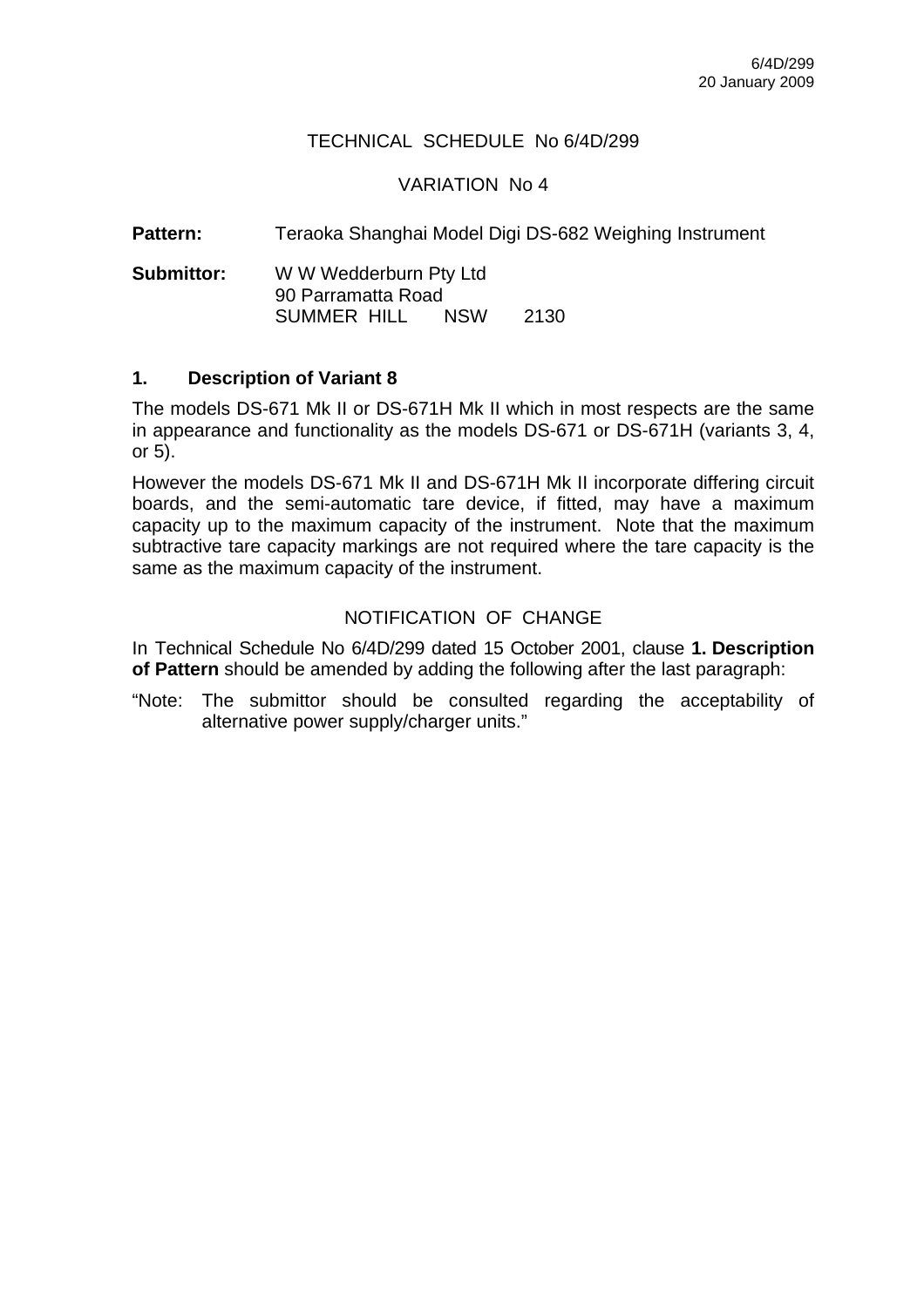6/4D/299
20 January 2009

TECHNICAL SCHEDULE No 6/4D/299

VARIATION No 4

**Pattern:** Teraoka Shanghai Model Digi DS-682 Weighing Instrument

**Submittor:** W W Wedderburn Pty Ltd
90 Parramatta Road
SUMMER HILL NSW 2130

## 1. Description of Variant 8

The models DS-671 Mk II or DS-671H Mk II which in most respects are the same in appearance and functionality as the models DS-671 or DS-671H (variants 3, 4, or 5).

However the models DS-671 Mk II and DS-671H Mk II incorporate differing circuit boards, and the semi-automatic tare device, if fitted, may have a maximum capacity up to the maximum capacity of the instrument. Note that the maximum subtractive tare capacity markings are not required where the tare capacity is the same as the maximum capacity of the instrument.

NOTIFICATION OF CHANGE

In Technical Schedule No 6/4D/299 dated 15 October 2001, clause **1. Description of Pattern** should be amended by adding the following after the last paragraph:

“Note: The submittor should be consulted regarding the acceptability of alternative power supply/charger units.”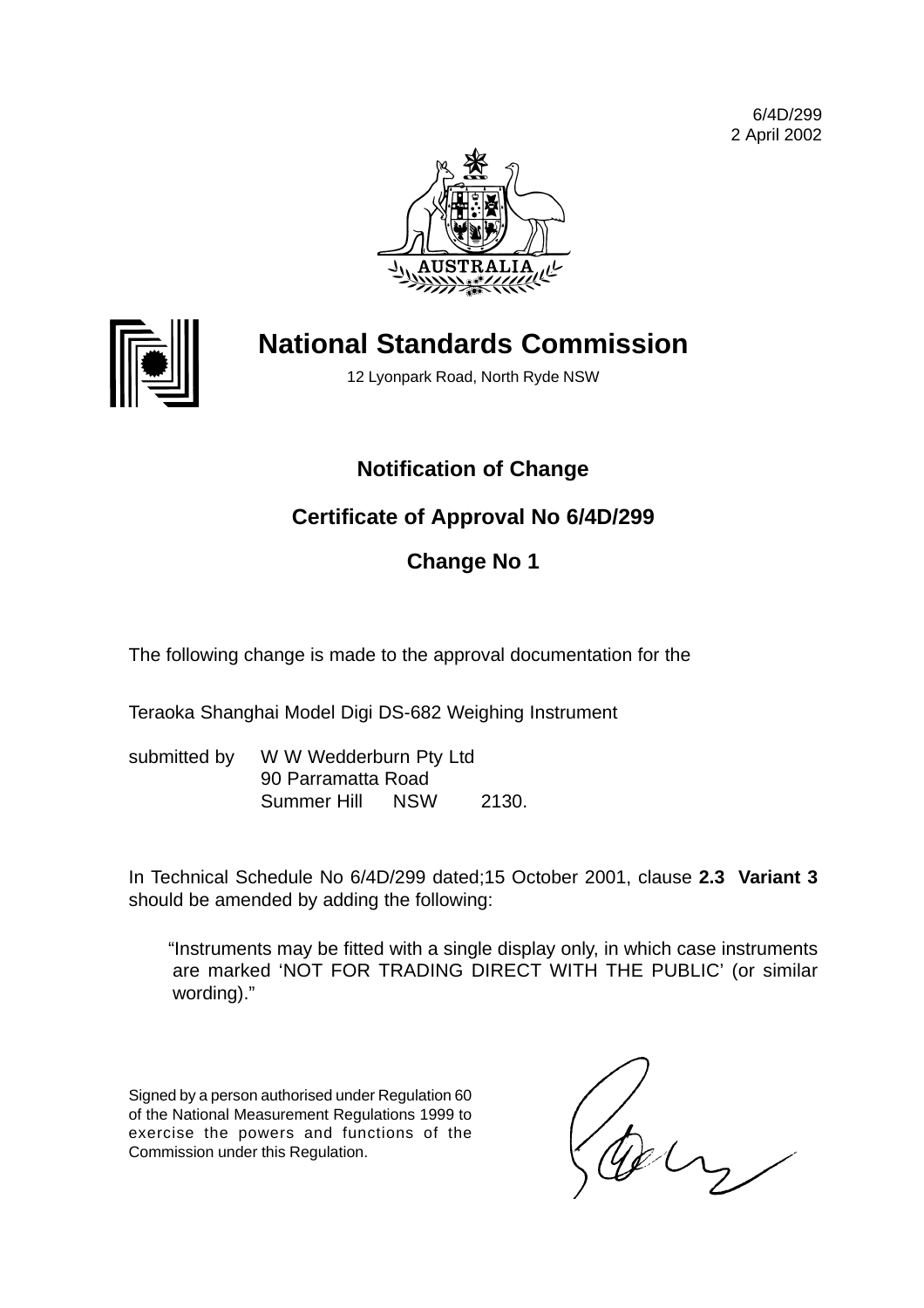6/4D/299
2 April 2002

# National Standards Commission

12 Lyonpark Road, North Ryde NSW

## Notification of Change

## Certificate of Approval No 6/4D/299

## Change No 1

The following change is made to the approval documentation for the

Teraoka Shanghai Model Digi DS-682 Weighing Instrument

submitted by W W Wedderburn Pty Ltd
90 Parramatta Road
Summer Hill NSW 2130.

In Technical Schedule No 6/4D/299 dated;15 October 2001, clause **2.3 Variant 3** should be amended by adding the following:

> "Instruments may be fitted with a single display only, in which case instruments are marked 'NOT FOR TRADING DIRECT WITH THE PUBLIC' (or similar wording)."

Signed by a person authorised under Regulation 60 of the National Measurement Regulations 1999 to exercise the powers and functions of the Commission under this Regulation.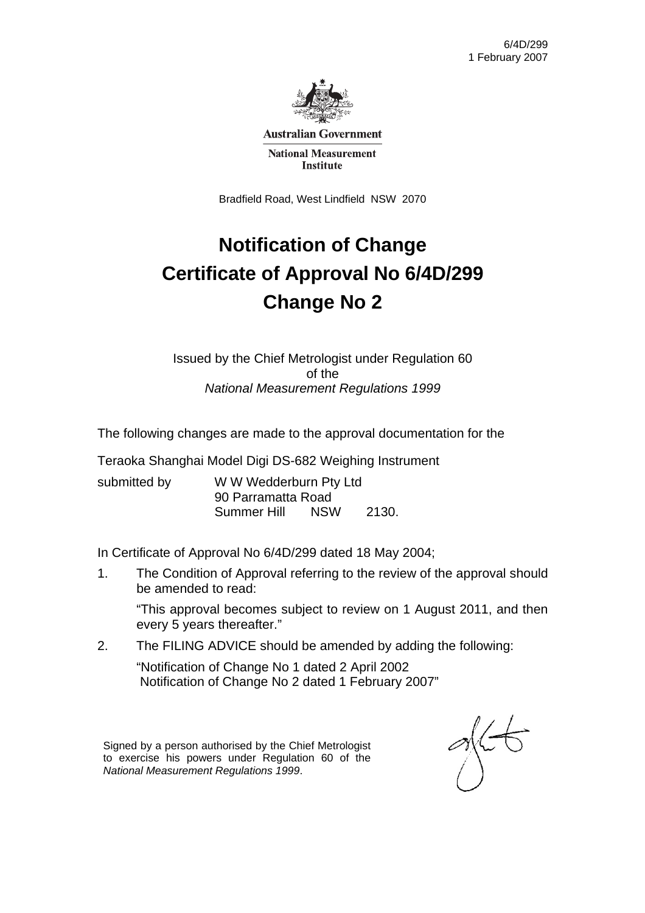6/4D/299
1 February 2007

**Australian Government**

**National Measurement Institute**

Bradfield Road, West Lindfield NSW 2070

# Notification of Change
# Certificate of Approval No 6/4D/299
# Change No 2

Issued by the Chief Metrologist under Regulation 60
of the
*National Measurement Regulations 1999*

The following changes are made to the approval documentation for the

Teraoka Shanghai Model Digi DS-682 Weighing Instrument

submitted by W W Wedderburn Pty Ltd
90 Parramatta Road
Summer Hill NSW 2130.

In Certificate of Approval No 6/4D/299 dated 18 May 2004;

1. The Condition of Approval referring to the review of the approval should be amended to read:

   "This approval becomes subject to review on 1 August 2011, and then every 5 years thereafter."

2. The FILING ADVICE should be amended by adding the following:

   "Notification of Change No 1 dated 2 April 2002
   Notification of Change No 2 dated 1 February 2007"

Signed by a person authorised by the Chief Metrologist to exercise his powers under Regulation 60 of the *National Measurement Regulations 1999*.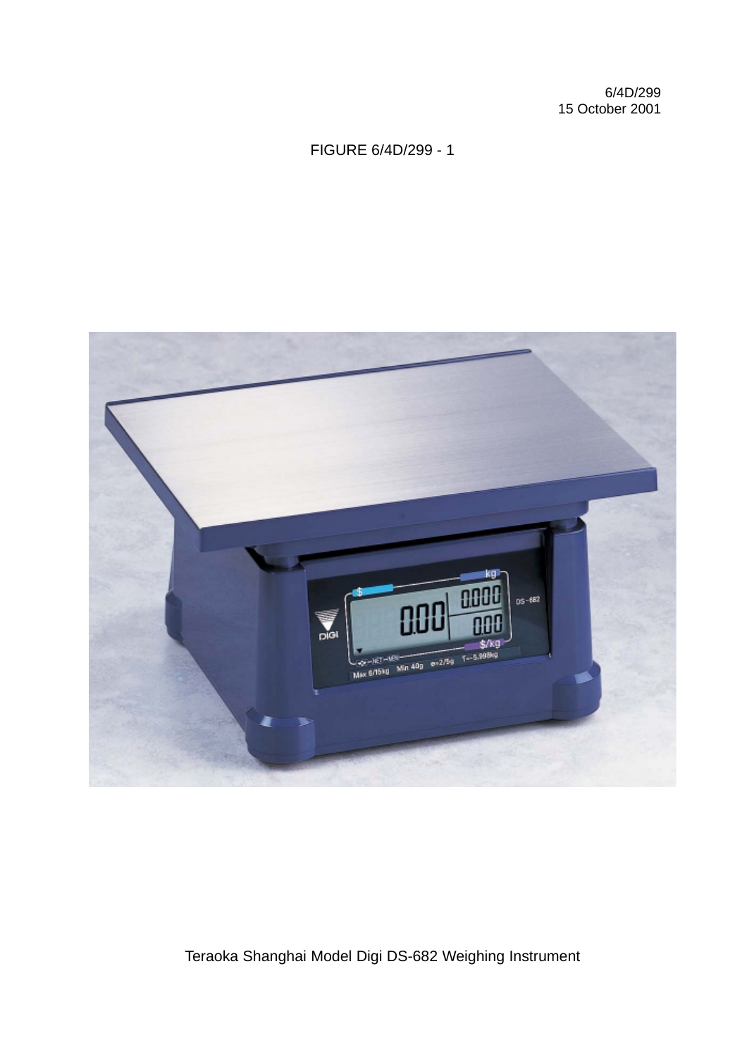6/4D/299
15 October 2001

FIGURE 6/4D/299 - 1

Teraoka Shanghai Model Digi DS-682 Weighing Instrument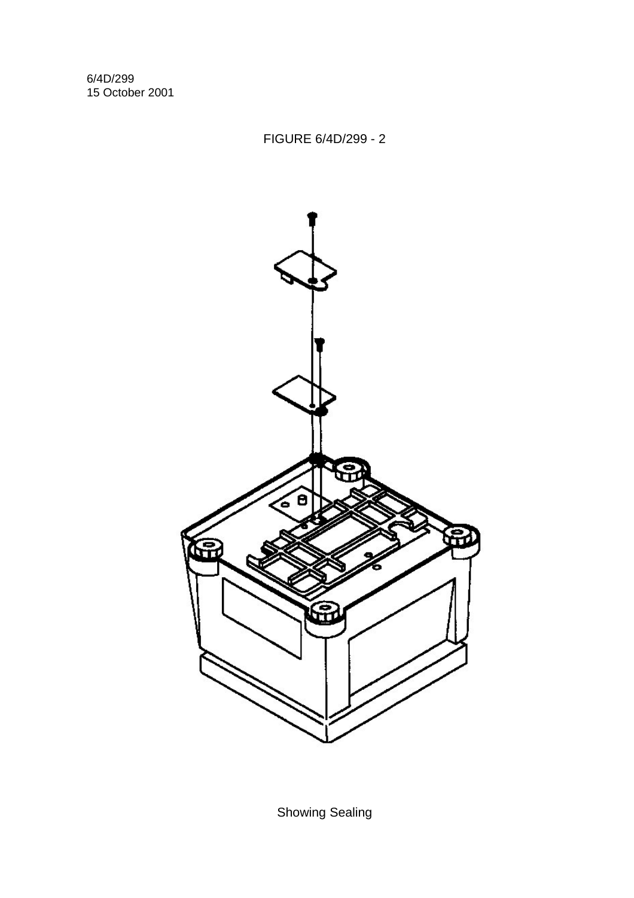FIGURE 6/4D/299 - 2

Showing Sealing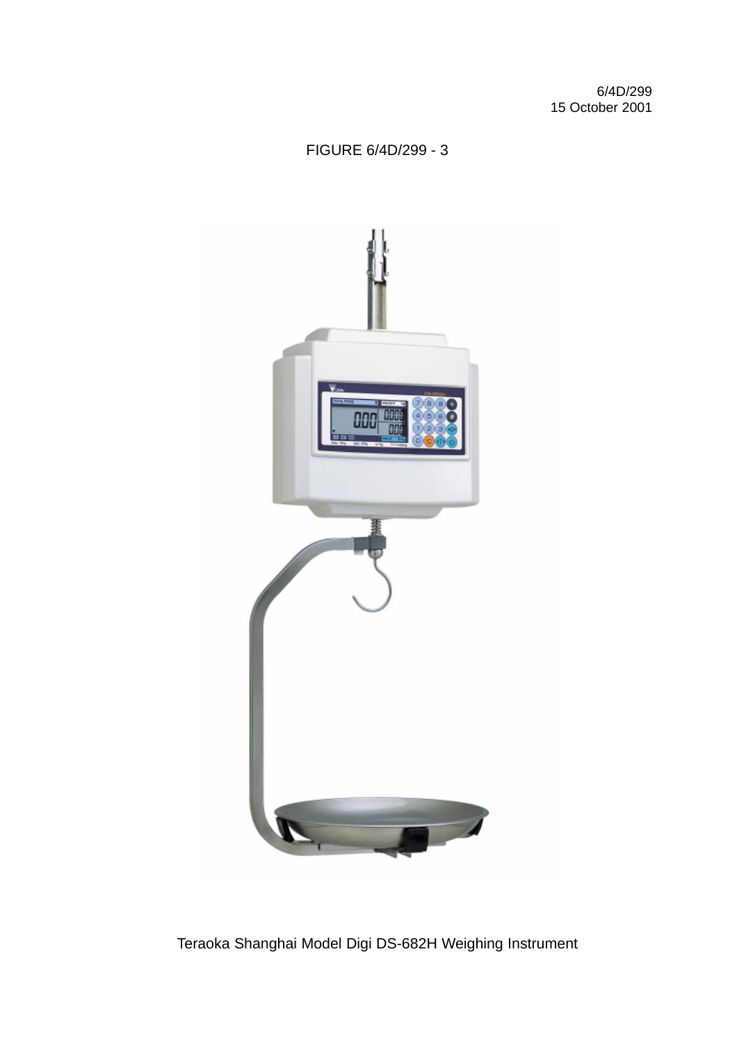6/4D/299
15 October 2001

FIGURE 6/4D/299 - 3

Teraoka Shanghai Model Digi DS-682H Weighing Instrument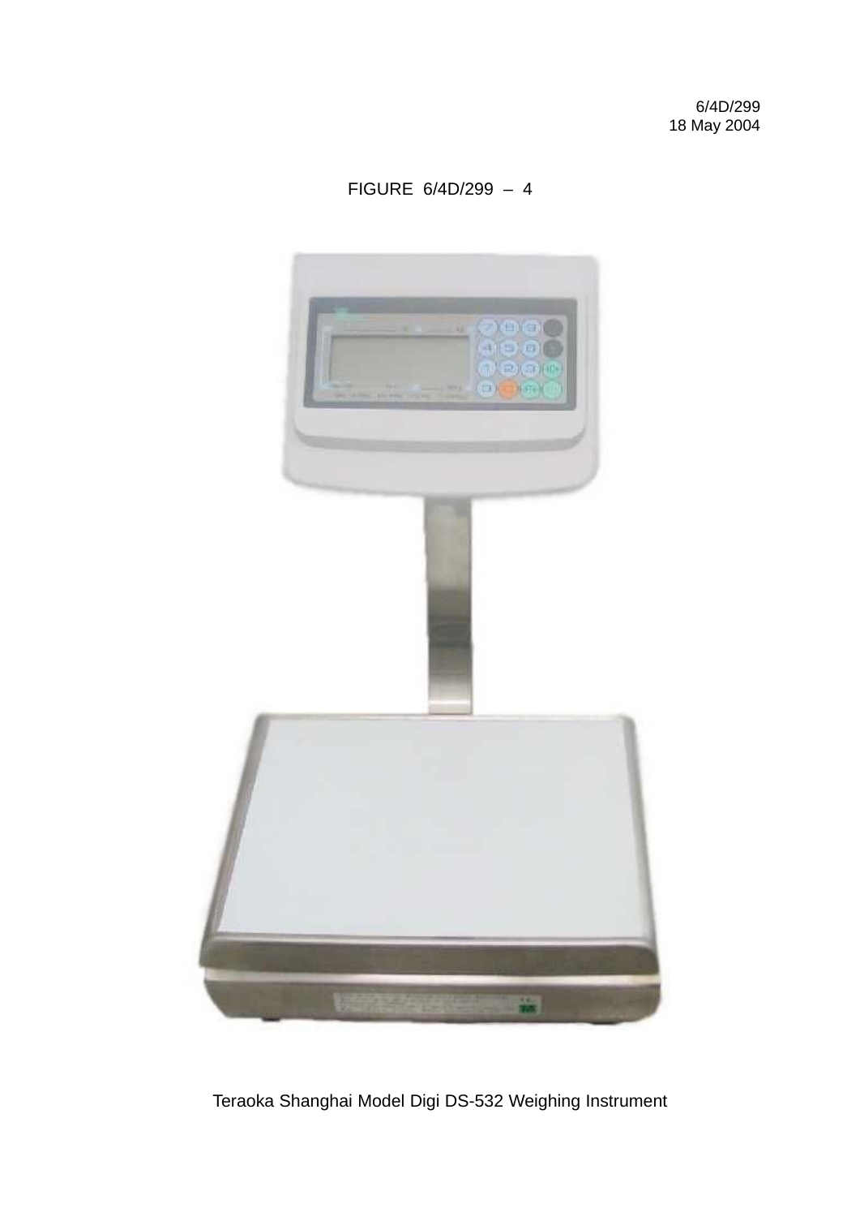6/4D/299
18 May 2004

FIGURE 6/4D/299 – 4

Teraoka Shanghai Model Digi DS-532 Weighing Instrument